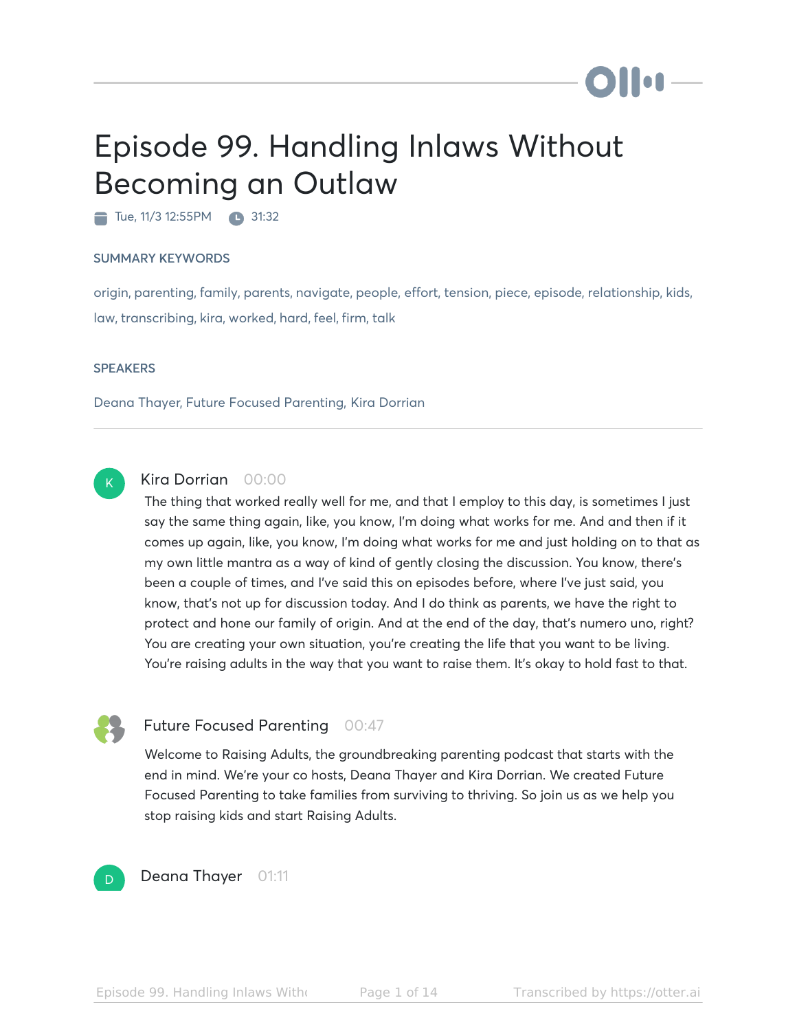# Episode 99. Handling Inlaws Without Becoming an Outlaw

Tue, 11/3 12:55PM · 31:32

## SUMMARY KEYWORDS

origin, parenting, family, parents, navigate, people, effort, tension, piece, episode, relationship, kids, law, transcribing, kira, worked, hard, feel, firm, talk

## SPEAKERS

Deana Thayer, Future Focused Parenting, Kira Dorrian

---

**Kira Dorrian** 00:00

The thing that worked really well for me, and that I employ to this day, is sometimes I just say the same thing again, like, you know, I'm doing what works for me. And and then if it comes up again, like, you know, I'm doing what works for me and just holding on to that as my own little mantra as a way of kind of gently closing the discussion. You know, there's been a couple of times, and I've said this on episodes before, where I've just said, you know, that's not up for discussion today. And I do think as parents, we have the right to protect and hone our family of origin. And at the end of the day, that's numero uno, right? You are creating your own situation, you're creating the life that you want to be living. You're raising adults in the way that you want to raise them. It's okay to hold fast to that.

**Future Focused Parenting** 00:47

Welcome to Raising Adults, the groundbreaking parenting podcast that starts with the end in mind. We're your co hosts, Deana Thayer and Kira Dorrian. We created Future Focused Parenting to take families from surviving to thriving. So join us as we help you stop raising kids and start Raising Adults.

**Deana Thayer** 01:11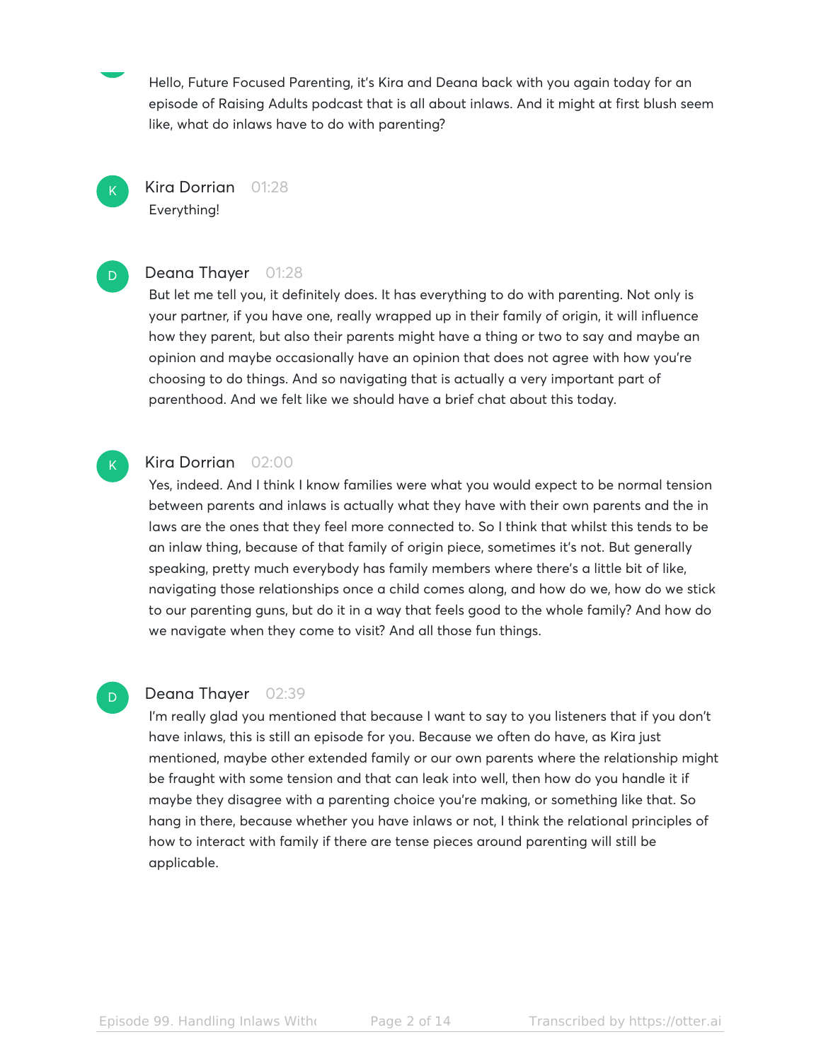Hello, Future Focused Parenting, it's Kira and Deana back with you again today for an episode of Raising Adults podcast that is all about inlaws. And it might at first blush seem like, what do inlaws have to do with parenting?

**Kira Dorrian** 01:28

Everything!

**Deana Thayer** 01:28

But let me tell you, it definitely does. It has everything to do with parenting. Not only is your partner, if you have one, really wrapped up in their family of origin, it will influence how they parent, but also their parents might have a thing or two to say and maybe an opinion and maybe occasionally have an opinion that does not agree with how you're choosing to do things. And so navigating that is actually a very important part of parenthood. And we felt like we should have a brief chat about this today.

**Kira Dorrian** 02:00

Yes, indeed. And I think I know families were what you would expect to be normal tension between parents and inlaws is actually what they have with their own parents and the in laws are the ones that they feel more connected to. So I think that whilst this tends to be an inlaw thing, because of that family of origin piece, sometimes it's not. But generally speaking, pretty much everybody has family members where there's a little bit of like, navigating those relationships once a child comes along, and how do we, how do we stick to our parenting guns, but do it in a way that feels good to the whole family? And how do we navigate when they come to visit? And all those fun things.

**Deana Thayer** 02:39

I'm really glad you mentioned that because I want to say to you listeners that if you don't have inlaws, this is still an episode for you. Because we often do have, as Kira just mentioned, maybe other extended family or our own parents where the relationship might be fraught with some tension and that can leak into well, then how do you handle it if maybe they disagree with a parenting choice you're making, or something like that. So hang in there, because whether you have inlaws or not, I think the relational principles of how to interact with family if there are tense pieces around parenting will still be applicable.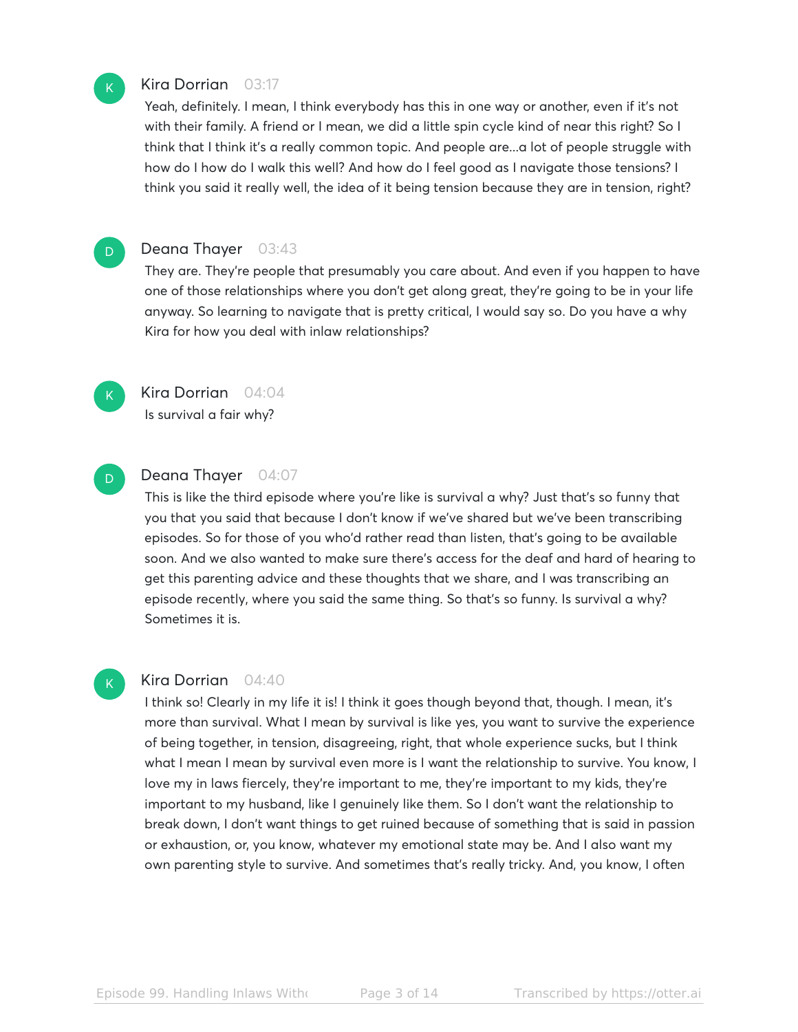**Kira Dorrian** 03:17

Yeah, definitely. I mean, I think everybody has this in one way or another, even if it's not with their family. A friend or I mean, we did a little spin cycle kind of near this right? So I think that I think it's a really common topic. And people are...a lot of people struggle with how do I how do I walk this well? And how do I feel good as I navigate those tensions? I think you said it really well, the idea of it being tension because they are in tension, right?

**Deana Thayer** 03:43

They are. They're people that presumably you care about. And even if you happen to have one of those relationships where you don't get along great, they're going to be in your life anyway. So learning to navigate that is pretty critical, I would say so. Do you have a why Kira for how you deal with inlaw relationships?

**Kira Dorrian** 04:04

Is survival a fair why?

**Deana Thayer** 04:07

This is like the third episode where you're like is survival a why? Just that's so funny that you that you said that because I don't know if we've shared but we've been transcribing episodes. So for those of you who'd rather read than listen, that's going to be available soon. And we also wanted to make sure there's access for the deaf and hard of hearing to get this parenting advice and these thoughts that we share, and I was transcribing an episode recently, where you said the same thing. So that's so funny. Is survival a why? Sometimes it is.

**Kira Dorrian** 04:40

I think so! Clearly in my life it is! I think it goes though beyond that, though. I mean, it's more than survival. What I mean by survival is like yes, you want to survive the experience of being together, in tension, disagreeing, right, that whole experience sucks, but I think what I mean I mean by survival even more is I want the relationship to survive. You know, I love my in laws fiercely, they're important to me, they're important to my kids, they're important to my husband, like I genuinely like them. So I don't want the relationship to break down, I don't want things to get ruined because of something that is said in passion or exhaustion, or, you know, whatever my emotional state may be. And I also want my own parenting style to survive. And sometimes that's really tricky. And, you know, I often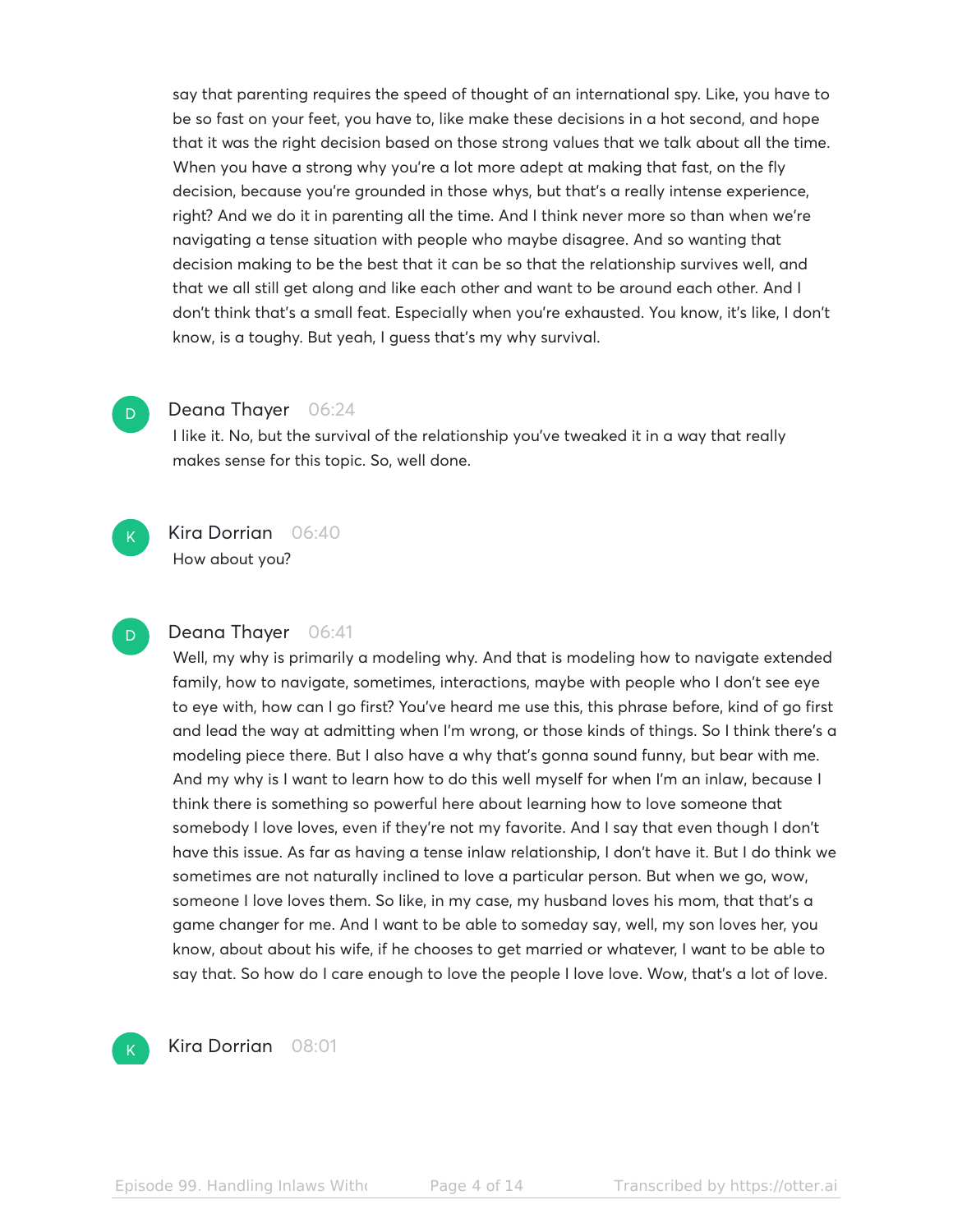say that parenting requires the speed of thought of an international spy. Like, you have to be so fast on your feet, you have to, like make these decisions in a hot second, and hope that it was the right decision based on those strong values that we talk about all the time. When you have a strong why you're a lot more adept at making that fast, on the fly decision, because you're grounded in those whys, but that's a really intense experience, right? And we do it in parenting all the time. And I think never more so than when we're navigating a tense situation with people who maybe disagree. And so wanting that decision making to be the best that it can be so that the relationship survives well, and that we all still get along and like each other and want to be around each other. And I don't think that's a small feat. Especially when you're exhausted. You know, it's like, I don't know, is a toughy. But yeah, I guess that's my why survival.

**Deana Thayer** 06:24

I like it. No, but the survival of the relationship you've tweaked it in a way that really makes sense for this topic. So, well done.

**Kira Dorrian** 06:40

How about you?

**Deana Thayer** 06:41

Well, my why is primarily a modeling why. And that is modeling how to navigate extended family, how to navigate, sometimes, interactions, maybe with people who I don't see eye to eye with, how can I go first? You've heard me use this, this phrase before, kind of go first and lead the way at admitting when I'm wrong, or those kinds of things. So I think there's a modeling piece there. But I also have a why that's gonna sound funny, but bear with me. And my why is I want to learn how to do this well myself for when I'm an inlaw, because I think there is something so powerful here about learning how to love someone that somebody I love loves, even if they're not my favorite. And I say that even though I don't have this issue. As far as having a tense inlaw relationship, I don't have it. But I do think we sometimes are not naturally inclined to love a particular person. But when we go, wow, someone I love loves them. So like, in my case, my husband loves his mom, that that's a game changer for me. And I want to be able to someday say, well, my son loves her, you know, about about his wife, if he chooses to get married or whatever, I want to be able to say that. So how do I care enough to love the people I love love. Wow, that's a lot of love.

**Kira Dorrian** 08:01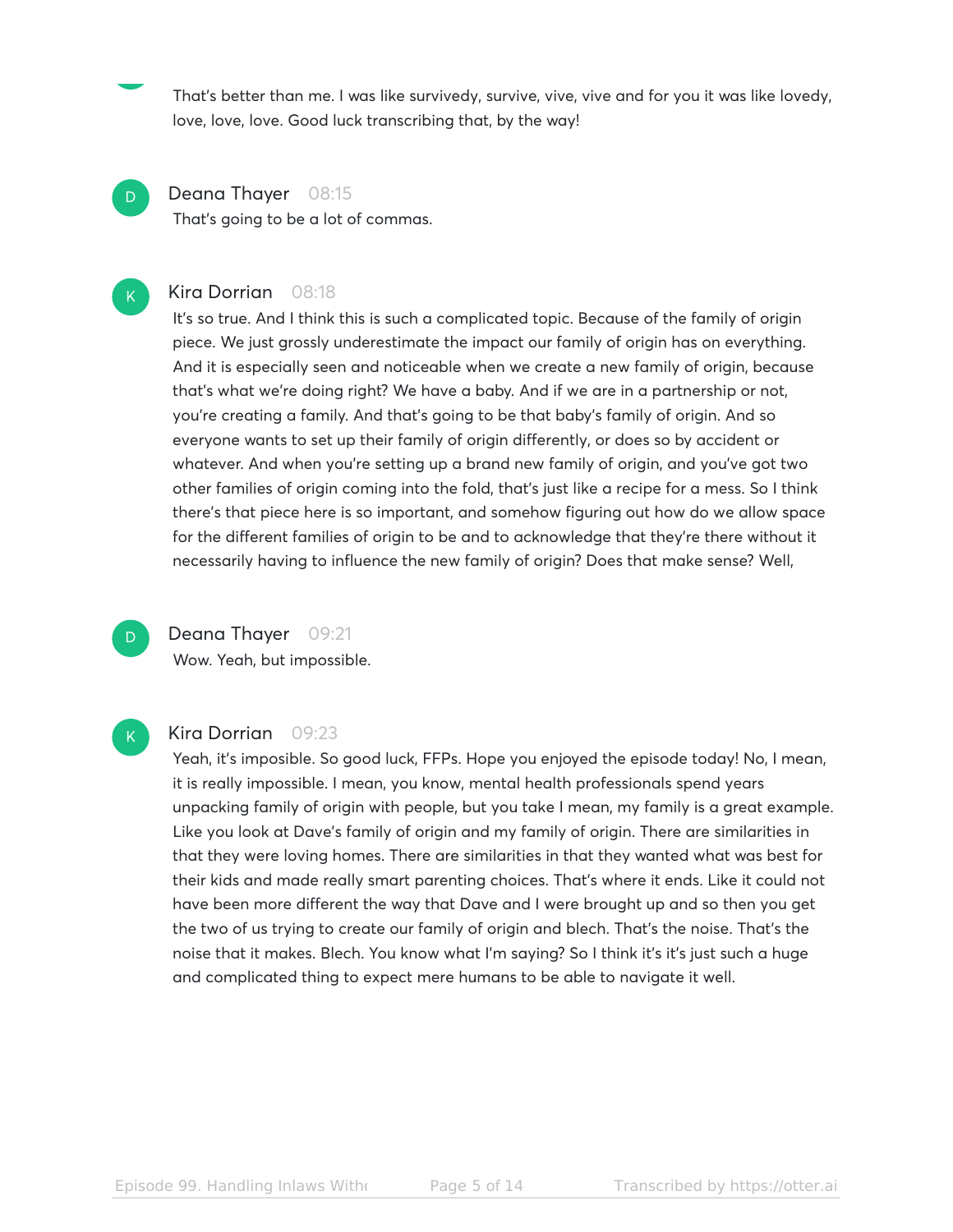That's better than me. I was like survivedy, survive, vive, vive and for you it was like lovedy, love, love, love. Good luck transcribing that, by the way!

**Deana Thayer** 08:15

That's going to be a lot of commas.

**Kira Dorrian** 08:18

It's so true. And I think this is such a complicated topic. Because of the family of origin piece. We just grossly underestimate the impact our family of origin has on everything. And it is especially seen and noticeable when we create a new family of origin, because that's what we're doing right? We have a baby. And if we are in a partnership or not, you're creating a family. And that's going to be that baby's family of origin. And so everyone wants to set up their family of origin differently, or does so by accident or whatever. And when you're setting up a brand new family of origin, and you've got two other families of origin coming into the fold, that's just like a recipe for a mess. So I think there's that piece here is so important, and somehow figuring out how do we allow space for the different families of origin to be and to acknowledge that they're there without it necessarily having to influence the new family of origin? Does that make sense? Well,

**Deana Thayer** 09:21

Wow. Yeah, but impossible.

**Kira Dorrian** 09:23

Yeah, it's imposible. So good luck, FFPs. Hope you enjoyed the episode today! No, I mean, it is really impossible. I mean, you know, mental health professionals spend years unpacking family of origin with people, but you take I mean, my family is a great example. Like you look at Dave's family of origin and my family of origin. There are similarities in that they were loving homes. There are similarities in that they wanted what was best for their kids and made really smart parenting choices. That's where it ends. Like it could not have been more different the way that Dave and I were brought up and so then you get the two of us trying to create our family of origin and blech. That's the noise. That's the noise that it makes. Blech. You know what I'm saying? So I think it's it's just such a huge and complicated thing to expect mere humans to be able to navigate it well.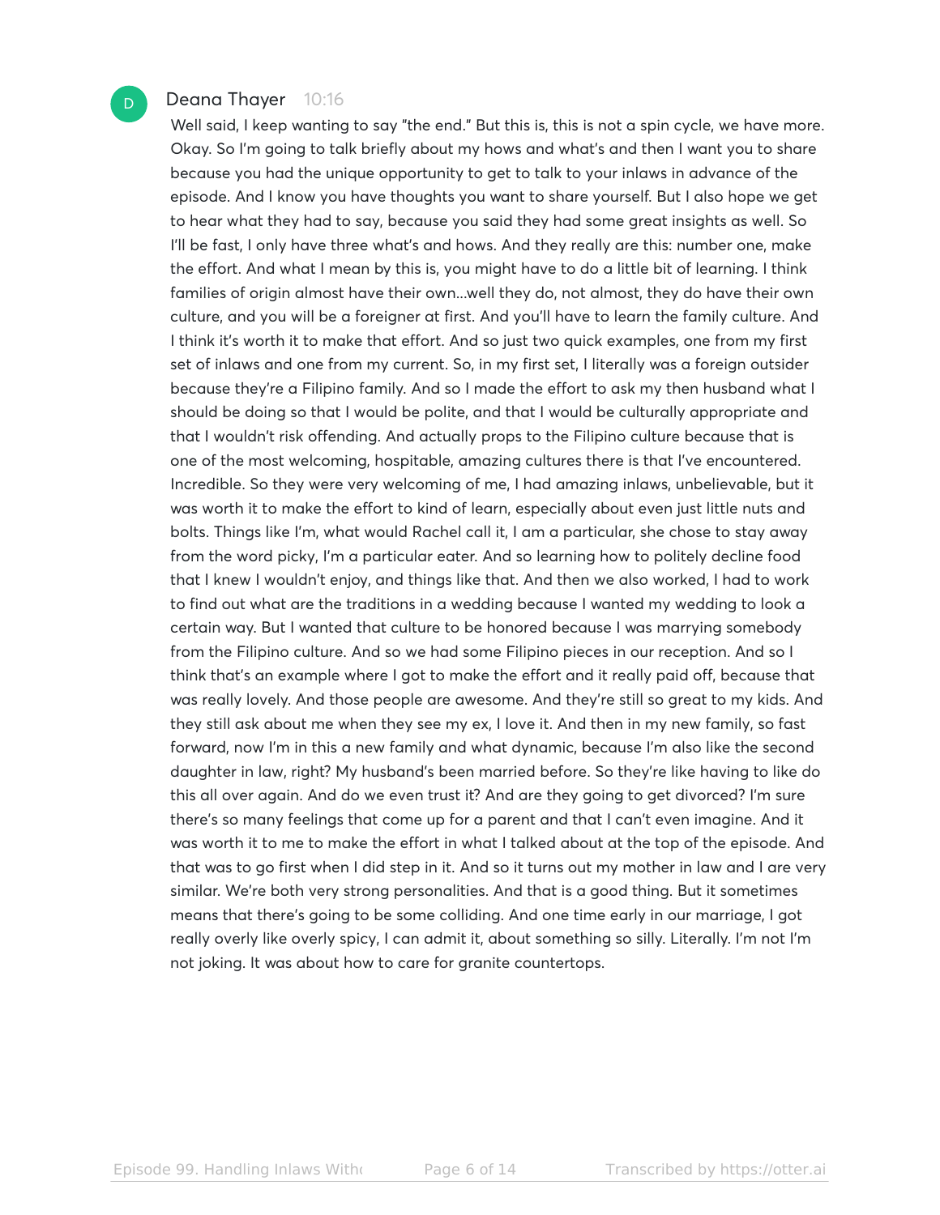Deana Thayer 10:16

Well said, I keep wanting to say "the end." But this is, this is not a spin cycle, we have more. Okay. So I'm going to talk briefly about my hows and what's and then I want you to share because you had the unique opportunity to get to talk to your inlaws in advance of the episode. And I know you have thoughts you want to share yourself. But I also hope we get to hear what they had to say, because you said they had some great insights as well. So I'll be fast, I only have three what's and hows. And they really are this: number one, make the effort. And what I mean by this is, you might have to do a little bit of learning. I think families of origin almost have their own...well they do, not almost, they do have their own culture, and you will be a foreigner at first. And you'll have to learn the family culture. And I think it's worth it to make that effort. And so just two quick examples, one from my first set of inlaws and one from my current. So, in my first set, I literally was a foreign outsider because they're a Filipino family. And so I made the effort to ask my then husband what I should be doing so that I would be polite, and that I would be culturally appropriate and that I wouldn't risk offending. And actually props to the Filipino culture because that is one of the most welcoming, hospitable, amazing cultures there is that I've encountered. Incredible. So they were very welcoming of me, I had amazing inlaws, unbelievable, but it was worth it to make the effort to kind of learn, especially about even just little nuts and bolts. Things like I'm, what would Rachel call it, I am a particular, she chose to stay away from the word picky, I'm a particular eater. And so learning how to politely decline food that I knew I wouldn't enjoy, and things like that. And then we also worked, I had to work to find out what are the traditions in a wedding because I wanted my wedding to look a certain way. But I wanted that culture to be honored because I was marrying somebody from the Filipino culture. And so we had some Filipino pieces in our reception. And so I think that's an example where I got to make the effort and it really paid off, because that was really lovely. And those people are awesome. And they're still so great to my kids. And they still ask about me when they see my ex, I love it. And then in my new family, so fast forward, now I'm in this a new family and what dynamic, because I'm also like the second daughter in law, right? My husband's been married before. So they're like having to like do this all over again. And do we even trust it? And are they going to get divorced? I'm sure there's so many feelings that come up for a parent and that I can't even imagine. And it was worth it to me to make the effort in what I talked about at the top of the episode. And that was to go first when I did step in it. And so it turns out my mother in law and I are very similar. We're both very strong personalities. And that is a good thing. But it sometimes means that there's going to be some colliding. And one time early in our marriage, I got really overly like overly spicy, I can admit it, about something so silly. Literally. I'm not I'm not joking. It was about how to care for granite countertops.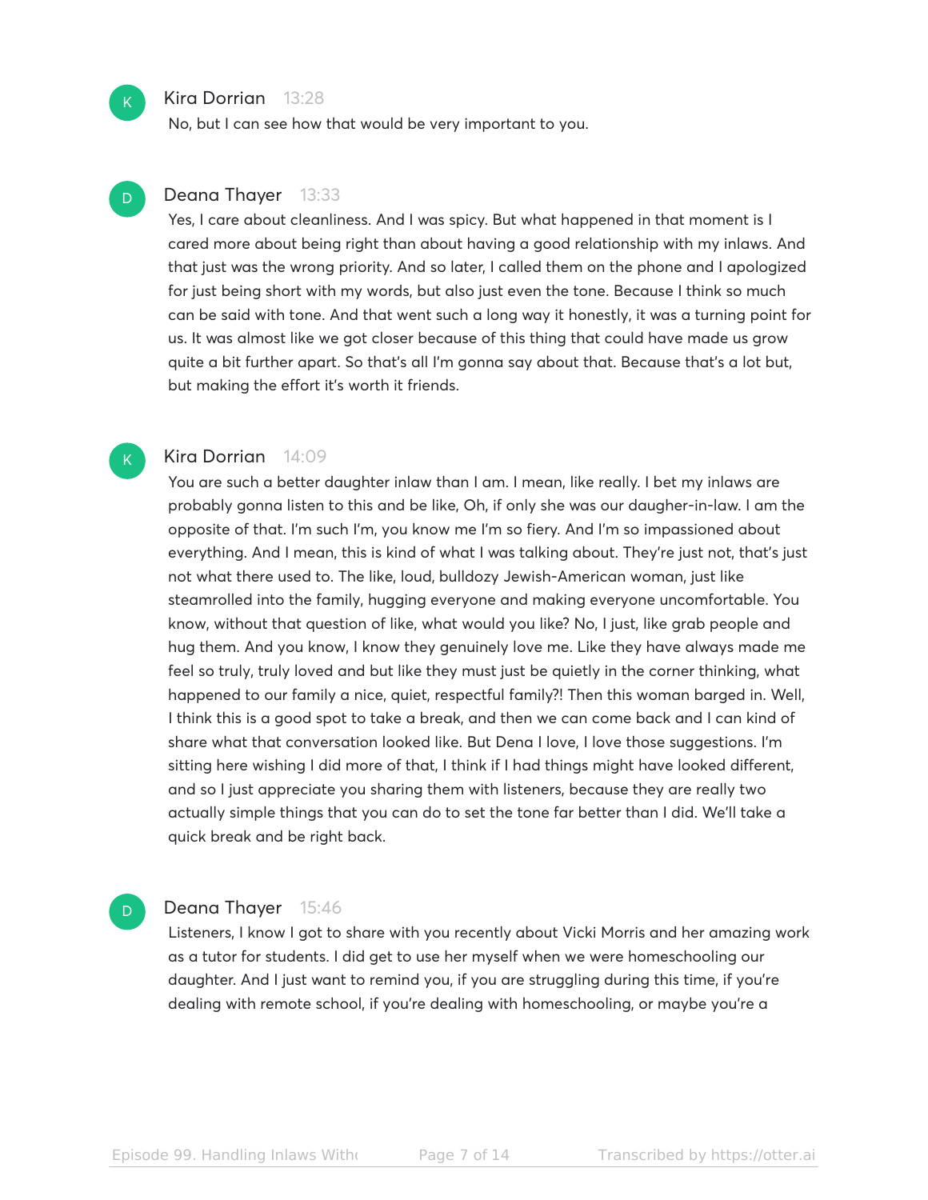**Kira Dorrian** 13:28

No, but I can see how that would be very important to you.

**Deana Thayer** 13:33

Yes, I care about cleanliness. And I was spicy. But what happened in that moment is I cared more about being right than about having a good relationship with my inlaws. And that just was the wrong priority. And so later, I called them on the phone and I apologized for just being short with my words, but also just even the tone. Because I think so much can be said with tone. And that went such a long way it honestly, it was a turning point for us. It was almost like we got closer because of this thing that could have made us grow quite a bit further apart. So that's all I'm gonna say about that. Because that's a lot but, but making the effort it's worth it friends.

**Kira Dorrian** 14:09

You are such a better daughter inlaw than I am. I mean, like really. I bet my inlaws are probably gonna listen to this and be like, Oh, if only she was our daugher-in-law. I am the opposite of that. I'm such I'm, you know me I'm so fiery. And I'm so impassioned about everything. And I mean, this is kind of what I was talking about. They're just not, that's just not what there used to. The like, loud, bulldozy Jewish-American woman, just like steamrolled into the family, hugging everyone and making everyone uncomfortable. You know, without that question of like, what would you like? No, I just, like grab people and hug them. And you know, I know they genuinely love me. Like they have always made me feel so truly, truly loved and but like they must just be quietly in the corner thinking, what happened to our family a nice, quiet, respectful family?! Then this woman barged in. Well, I think this is a good spot to take a break, and then we can come back and I can kind of share what that conversation looked like. But Dena I love, I love those suggestions. I'm sitting here wishing I did more of that, I think if I had things might have looked different, and so I just appreciate you sharing them with listeners, because they are really two actually simple things that you can do to set the tone far better than I did. We'll take a quick break and be right back.

**Deana Thayer** 15:46

Listeners, I know I got to share with you recently about Vicki Morris and her amazing work as a tutor for students. I did get to use her myself when we were homeschooling our daughter. And I just want to remind you, if you are struggling during this time, if you're dealing with remote school, if you're dealing with homeschooling, or maybe you're a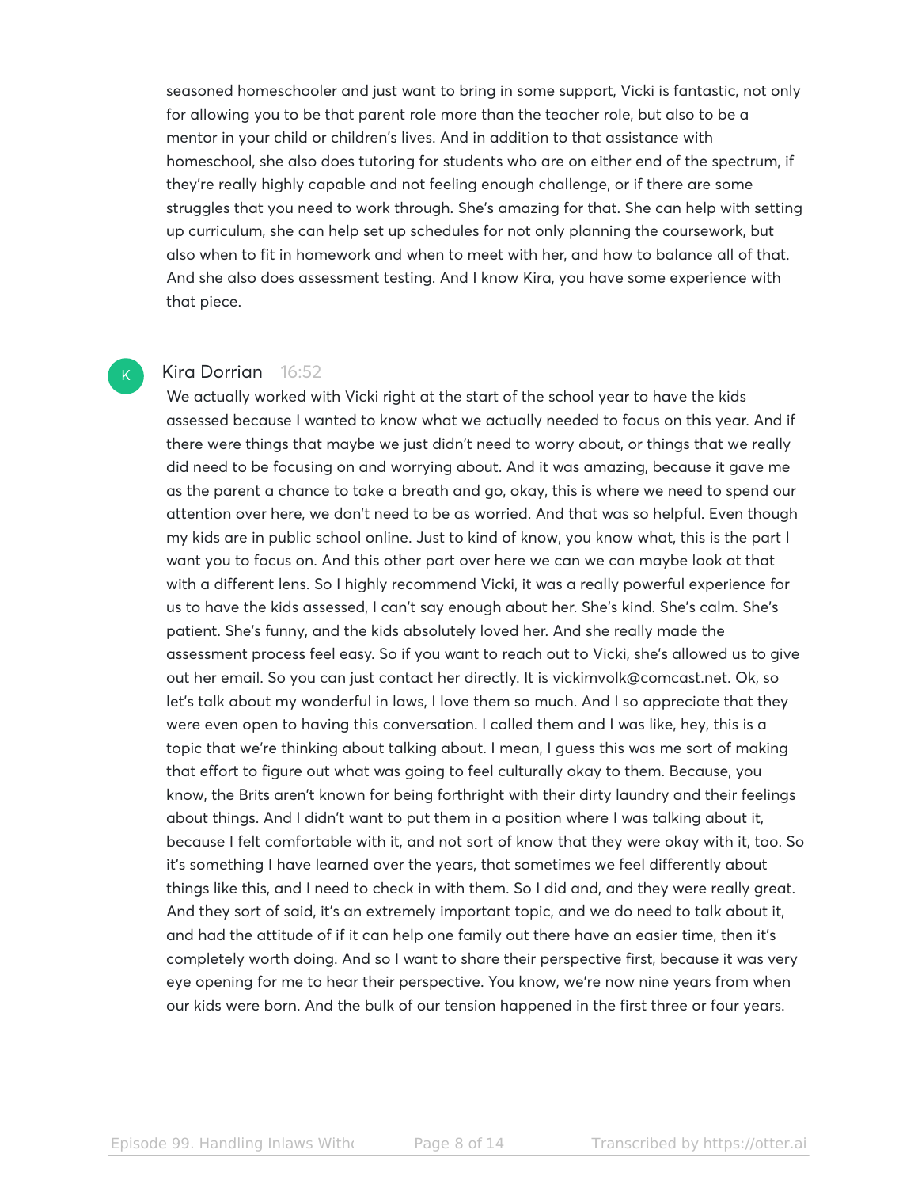seasoned homeschooler and just want to bring in some support, Vicki is fantastic, not only for allowing you to be that parent role more than the teacher role, but also to be a mentor in your child or children's lives. And in addition to that assistance with homeschool, she also does tutoring for students who are on either end of the spectrum, if they're really highly capable and not feeling enough challenge, or if there are some struggles that you need to work through. She's amazing for that. She can help with setting up curriculum, she can help set up schedules for not only planning the coursework, but also when to fit in homework and when to meet with her, and how to balance all of that. And she also does assessment testing. And I know Kira, you have some experience with that piece.

**Kira Dorrian** 16:52

We actually worked with Vicki right at the start of the school year to have the kids assessed because I wanted to know what we actually needed to focus on this year. And if there were things that maybe we just didn't need to worry about, or things that we really did need to be focusing on and worrying about. And it was amazing, because it gave me as the parent a chance to take a breath and go, okay, this is where we need to spend our attention over here, we don't need to be as worried. And that was so helpful. Even though my kids are in public school online. Just to kind of know, you know what, this is the part I want you to focus on. And this other part over here we can we can maybe look at that with a different lens. So I highly recommend Vicki, it was a really powerful experience for us to have the kids assessed, I can't say enough about her. She's kind. She's calm. She's patient. She's funny, and the kids absolutely loved her. And she really made the assessment process feel easy. So if you want to reach out to Vicki, she's allowed us to give out her email. So you can just contact her directly. It is vickimvolk@comcast.net. Ok, so let's talk about my wonderful in laws, I love them so much. And I so appreciate that they were even open to having this conversation. I called them and I was like, hey, this is a topic that we're thinking about talking about. I mean, I guess this was me sort of making that effort to figure out what was going to feel culturally okay to them. Because, you know, the Brits aren't known for being forthright with their dirty laundry and their feelings about things. And I didn't want to put them in a position where I was talking about it, because I felt comfortable with it, and not sort of know that they were okay with it, too. So it's something I have learned over the years, that sometimes we feel differently about things like this, and I need to check in with them. So I did and, and they were really great. And they sort of said, it's an extremely important topic, and we do need to talk about it, and had the attitude of if it can help one family out there have an easier time, then it's completely worth doing. And so I want to share their perspective first, because it was very eye opening for me to hear their perspective. You know, we're now nine years from when our kids were born. And the bulk of our tension happened in the first three or four years.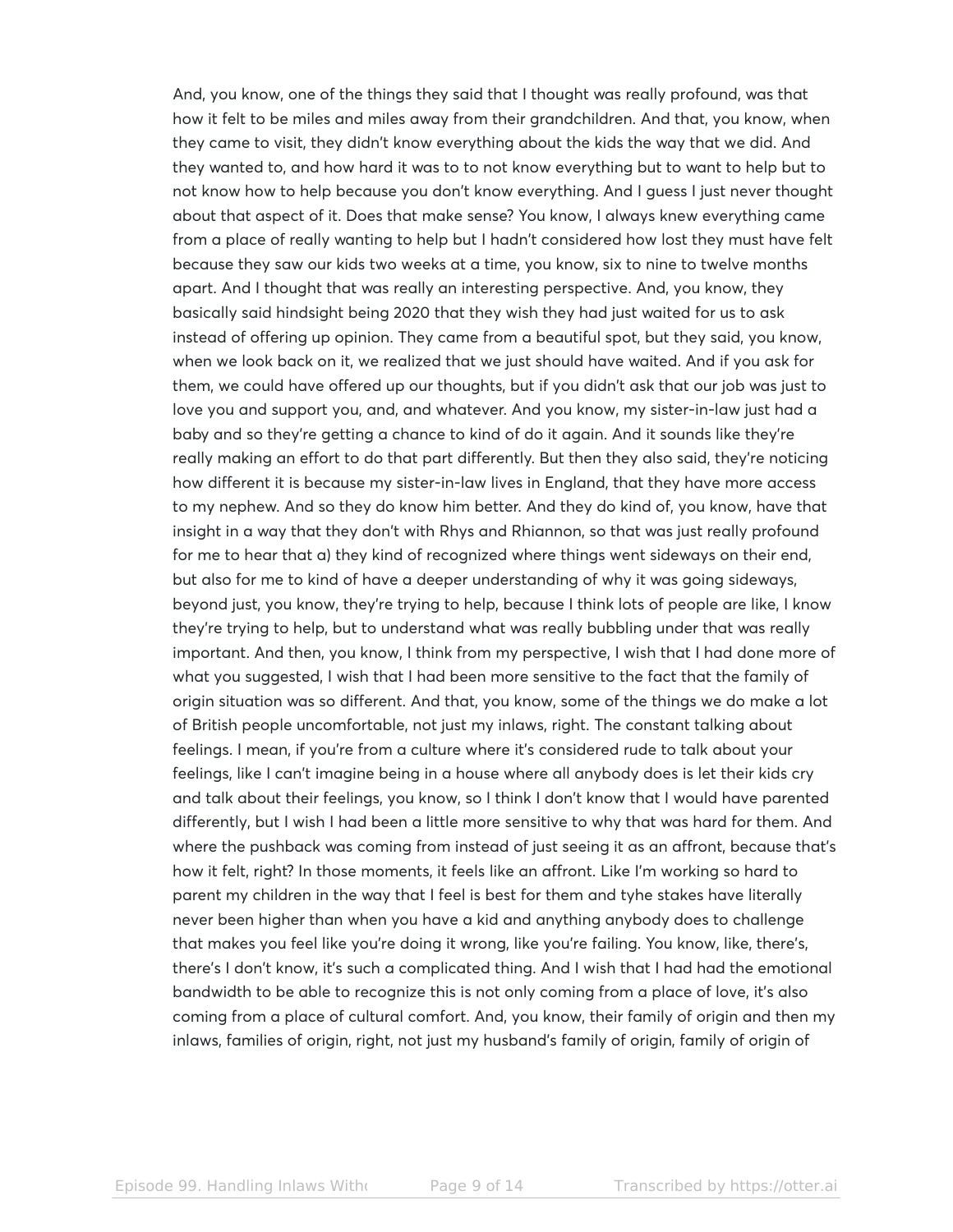And, you know, one of the things they said that I thought was really profound, was that how it felt to be miles and miles away from their grandchildren. And that, you know, when they came to visit, they didn't know everything about the kids the way that we did. And they wanted to, and how hard it was to to not know everything but to want to help but to not know how to help because you don't know everything. And I guess I just never thought about that aspect of it. Does that make sense? You know, I always knew everything came from a place of really wanting to help but I hadn't considered how lost they must have felt because they saw our kids two weeks at a time, you know, six to nine to twelve months apart. And I thought that was really an interesting perspective. And, you know, they basically said hindsight being 2020 that they wish they had just waited for us to ask instead of offering up opinion. They came from a beautiful spot, but they said, you know, when we look back on it, we realized that we just should have waited. And if you ask for them, we could have offered up our thoughts, but if you didn't ask that our job was just to love you and support you, and, and whatever. And you know, my sister-in-law just had a baby and so they're getting a chance to kind of do it again. And it sounds like they're really making an effort to do that part differently. But then they also said, they're noticing how different it is because my sister-in-law lives in England, that they have more access to my nephew. And so they do know him better. And they do kind of, you know, have that insight in a way that they don't with Rhys and Rhiannon, so that was just really profound for me to hear that a) they kind of recognized where things went sideways on their end, but also for me to kind of have a deeper understanding of why it was going sideways, beyond just, you know, they're trying to help, because I think lots of people are like, I know they're trying to help, but to understand what was really bubbling under that was really important. And then, you know, I think from my perspective, I wish that I had done more of what you suggested, I wish that I had been more sensitive to the fact that the family of origin situation was so different. And that, you know, some of the things we do make a lot of British people uncomfortable, not just my inlaws, right. The constant talking about feelings. I mean, if you're from a culture where it's considered rude to talk about your feelings, like I can't imagine being in a house where all anybody does is let their kids cry and talk about their feelings, you know, so I think I don't know that I would have parented differently, but I wish I had been a little more sensitive to why that was hard for them. And where the pushback was coming from instead of just seeing it as an affront, because that's how it felt, right? In those moments, it feels like an affront. Like I'm working so hard to parent my children in the way that I feel is best for them and tyhe stakes have literally never been higher than when you have a kid and anything anybody does to challenge that makes you feel like you're doing it wrong, like you're failing. You know, like, there's, there's I don't know, it's such a complicated thing. And I wish that I had had the emotional bandwidth to be able to recognize this is not only coming from a place of love, it's also coming from a place of cultural comfort. And, you know, their family of origin and then my inlaws, families of origin, right, not just my husband's family of origin, family of origin of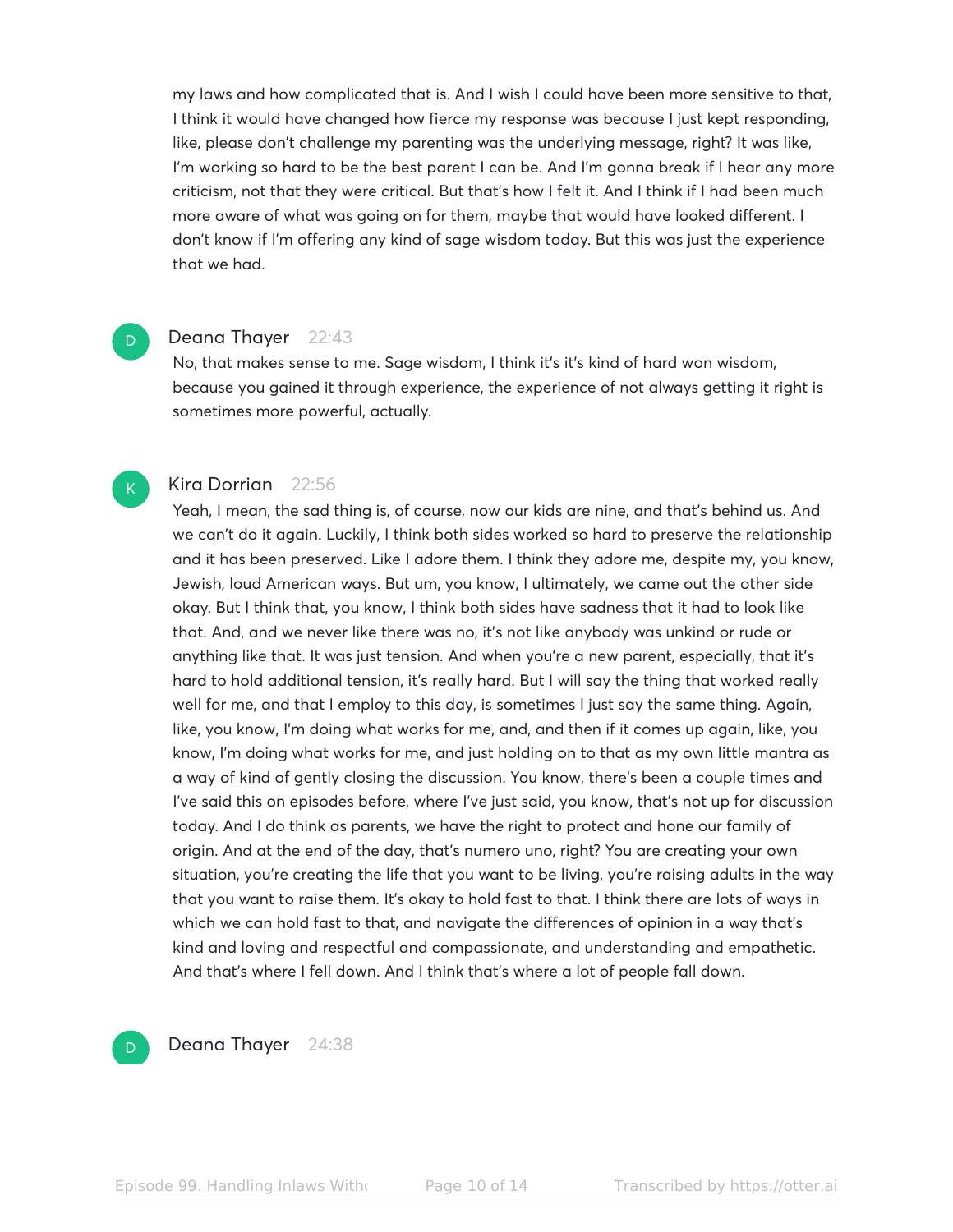my laws and how complicated that is. And I wish I could have been more sensitive to that, I think it would have changed how fierce my response was because I just kept responding, like, please don't challenge my parenting was the underlying message, right? It was like, I'm working so hard to be the best parent I can be. And I'm gonna break if I hear any more criticism, not that they were critical. But that's how I felt it. And I think if I had been much more aware of what was going on for them, maybe that would have looked different. I don't know if I'm offering any kind of sage wisdom today. But this was just the experience that we had.

**Deana Thayer** 22:43

No, that makes sense to me. Sage wisdom, I think it's it's kind of hard won wisdom, because you gained it through experience, the experience of not always getting it right is sometimes more powerful, actually.

**Kira Dorrian** 22:56

Yeah, I mean, the sad thing is, of course, now our kids are nine, and that's behind us. And we can't do it again. Luckily, I think both sides worked so hard to preserve the relationship and it has been preserved. Like I adore them. I think they adore me, despite my, you know, Jewish, loud American ways. But um, you know, I ultimately, we came out the other side okay. But I think that, you know, I think both sides have sadness that it had to look like that. And, and we never like there was no, it's not like anybody was unkind or rude or anything like that. It was just tension. And when you're a new parent, especially, that it's hard to hold additional tension, it's really hard. But I will say the thing that worked really well for me, and that I employ to this day, is sometimes I just say the same thing. Again, like, you know, I'm doing what works for me, and, and then if it comes up again, like, you know, I'm doing what works for me, and just holding on to that as my own little mantra as a way of kind of gently closing the discussion. You know, there's been a couple times and I've said this on episodes before, where I've just said, you know, that's not up for discussion today. And I do think as parents, we have the right to protect and hone our family of origin. And at the end of the day, that's numero uno, right? You are creating your own situation, you're creating the life that you want to be living, you're raising adults in the way that you want to raise them. It's okay to hold fast to that. I think there are lots of ways in which we can hold fast to that, and navigate the differences of opinion in a way that's kind and loving and respectful and compassionate, and understanding and empathetic. And that's where I fell down. And I think that's where a lot of people fall down.

**Deana Thayer** 24:38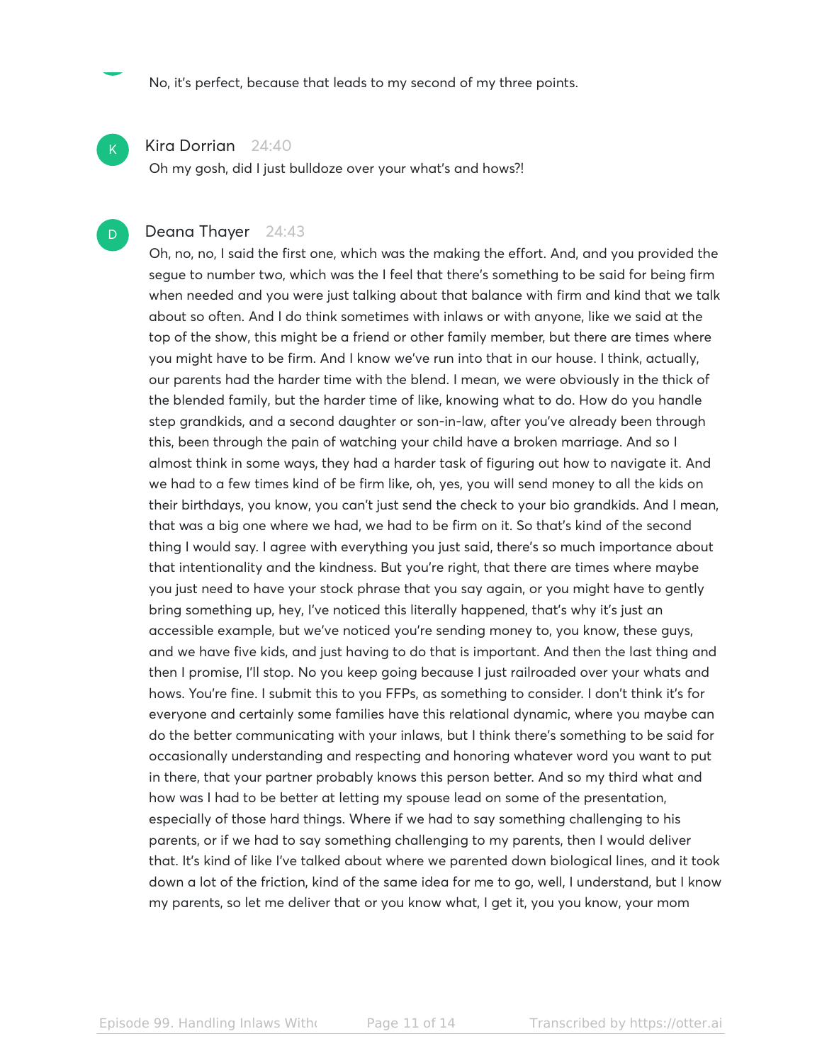No, it's perfect, because that leads to my second of my three points.

**Kira Dorrian** 24:40

Oh my gosh, did I just bulldoze over your what's and hows?!

**Deana Thayer** 24:43

Oh, no, no, I said the first one, which was the making the effort. And, and you provided the segue to number two, which was the I feel that there's something to be said for being firm when needed and you were just talking about that balance with firm and kind that we talk about so often. And I do think sometimes with inlaws or with anyone, like we said at the top of the show, this might be a friend or other family member, but there are times where you might have to be firm. And I know we've run into that in our house. I think, actually, our parents had the harder time with the blend. I mean, we were obviously in the thick of the blended family, but the harder time of like, knowing what to do. How do you handle step grandkids, and a second daughter or son-in-law, after you've already been through this, been through the pain of watching your child have a broken marriage. And so I almost think in some ways, they had a harder task of figuring out how to navigate it. And we had to a few times kind of be firm like, oh, yes, you will send money to all the kids on their birthdays, you know, you can't just send the check to your bio grandkids. And I mean, that was a big one where we had, we had to be firm on it. So that's kind of the second thing I would say. I agree with everything you just said, there's so much importance about that intentionality and the kindness. But you're right, that there are times where maybe you just need to have your stock phrase that you say again, or you might have to gently bring something up, hey, I've noticed this literally happened, that's why it's just an accessible example, but we've noticed you're sending money to, you know, these guys, and we have five kids, and just having to do that is important. And then the last thing and then I promise, I'll stop. No you keep going because I just railroaded over your whats and hows. You're fine. I submit this to you FFPs, as something to consider. I don't think it's for everyone and certainly some families have this relational dynamic, where you maybe can do the better communicating with your inlaws, but I think there's something to be said for occasionally understanding and respecting and honoring whatever word you want to put in there, that your partner probably knows this person better. And so my third what and how was I had to be better at letting my spouse lead on some of the presentation, especially of those hard things. Where if we had to say something challenging to his parents, or if we had to say something challenging to my parents, then I would deliver that. It's kind of like I've talked about where we parented down biological lines, and it took down a lot of the friction, kind of the same idea for me to go, well, I understand, but I know my parents, so let me deliver that or you know what, I get it, you you know, your mom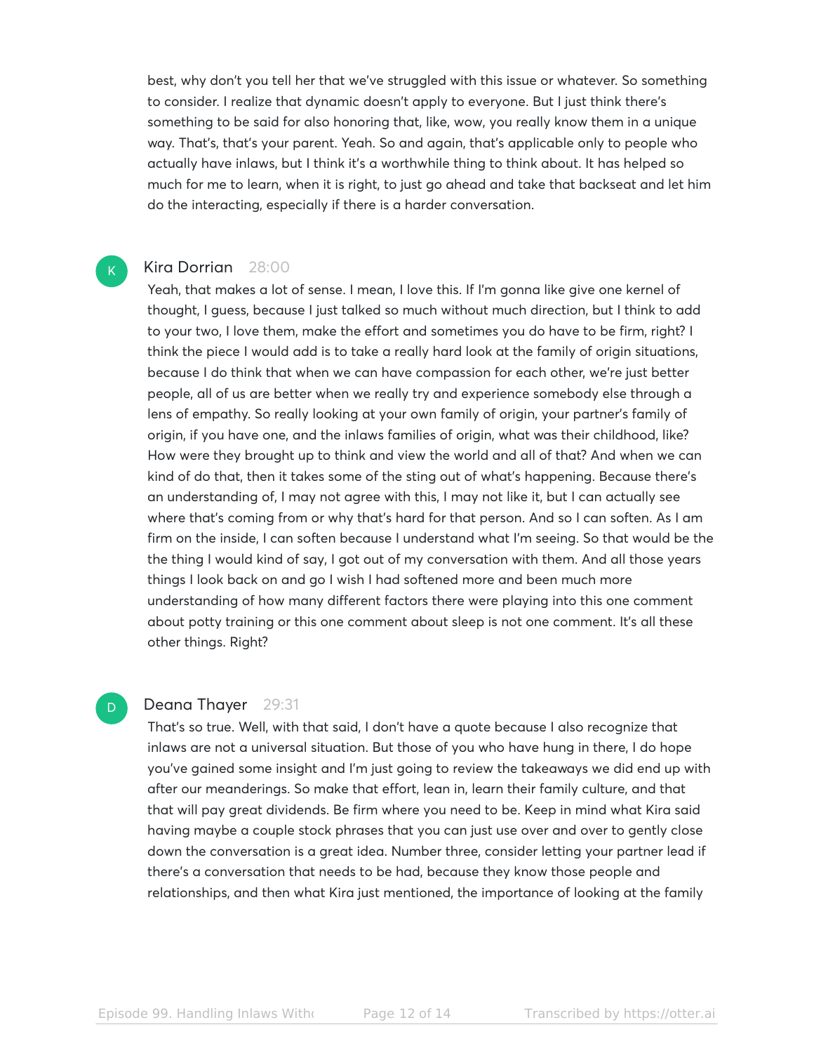best, why don't you tell her that we've struggled with this issue or whatever. So something to consider. I realize that dynamic doesn't apply to everyone. But I just think there's something to be said for also honoring that, like, wow, you really know them in a unique way. That's, that's your parent. Yeah. So and again, that's applicable only to people who actually have inlaws, but I think it's a worthwhile thing to think about. It has helped so much for me to learn, when it is right, to just go ahead and take that backseat and let him do the interacting, especially if there is a harder conversation.

**Kira Dorrian** 28:00

Yeah, that makes a lot of sense. I mean, I love this. If I'm gonna like give one kernel of thought, I guess, because I just talked so much without much direction, but I think to add to your two, I love them, make the effort and sometimes you do have to be firm, right? I think the piece I would add is to take a really hard look at the family of origin situations, because I do think that when we can have compassion for each other, we're just better people, all of us are better when we really try and experience somebody else through a lens of empathy. So really looking at your own family of origin, your partner's family of origin, if you have one, and the inlaws families of origin, what was their childhood, like? How were they brought up to think and view the world and all of that? And when we can kind of do that, then it takes some of the sting out of what's happening. Because there's an understanding of, I may not agree with this, I may not like it, but I can actually see where that's coming from or why that's hard for that person. And so I can soften. As I am firm on the inside, I can soften because I understand what I'm seeing. So that would be the the thing I would kind of say, I got out of my conversation with them. And all those years things I look back on and go I wish I had softened more and been much more understanding of how many different factors there were playing into this one comment about potty training or this one comment about sleep is not one comment. It's all these other things. Right?

**Deana Thayer** 29:31

That's so true. Well, with that said, I don't have a quote because I also recognize that inlaws are not a universal situation. But those of you who have hung in there, I do hope you've gained some insight and I'm just going to review the takeaways we did end up with after our meanderings. So make that effort, lean in, learn their family culture, and that that will pay great dividends. Be firm where you need to be. Keep in mind what Kira said having maybe a couple stock phrases that you can just use over and over to gently close down the conversation is a great idea. Number three, consider letting your partner lead if there's a conversation that needs to be had, because they know those people and relationships, and then what Kira just mentioned, the importance of looking at the family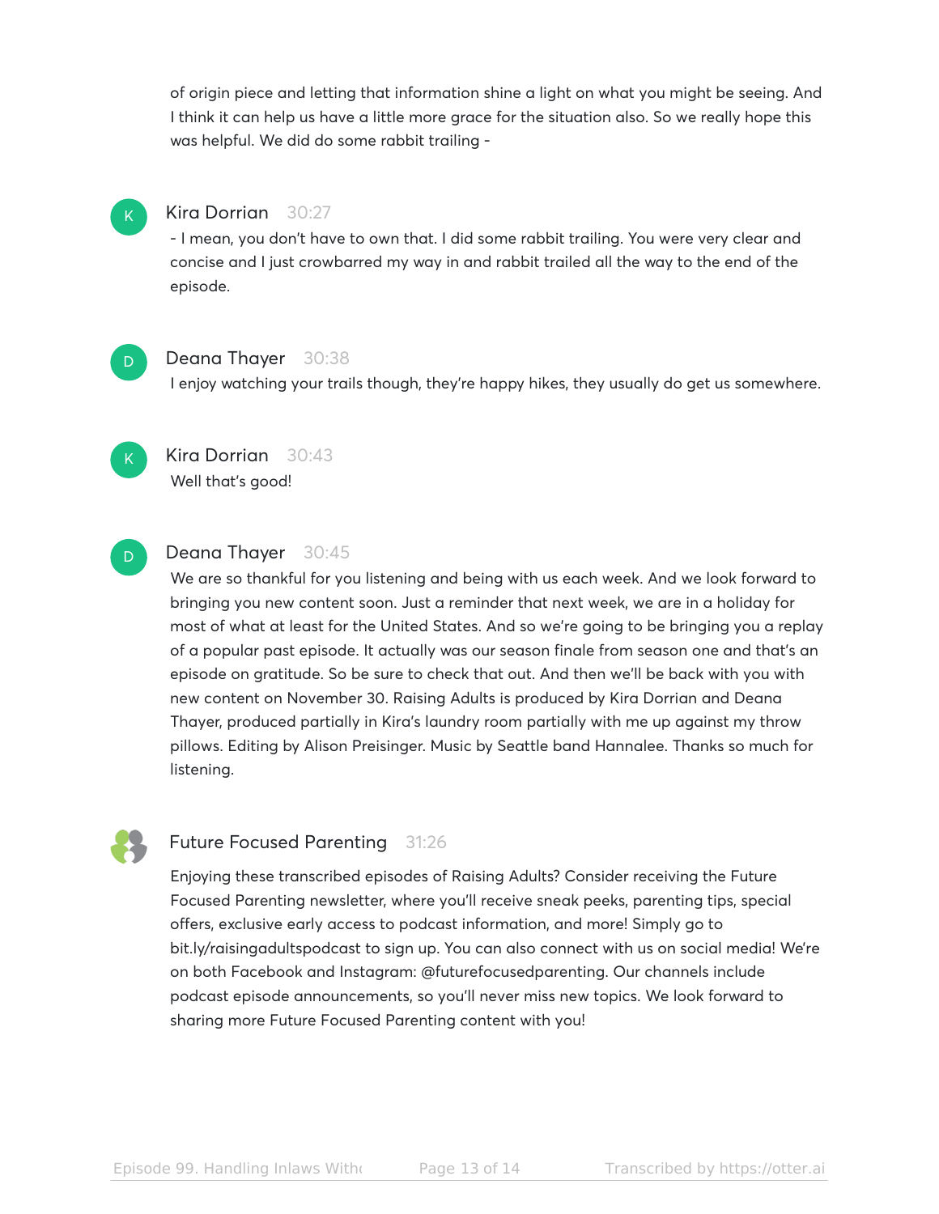of origin piece and letting that information shine a light on what you might be seeing. And I think it can help us have a little more grace for the situation also. So we really hope this was helpful. We did do some rabbit trailing -

**Kira Dorrian** 30:27

- I mean, you don't have to own that. I did some rabbit trailing. You were very clear and concise and I just crowbarred my way in and rabbit trailed all the way to the end of the episode.

**Deana Thayer** 30:38

I enjoy watching your trails though, they're happy hikes, they usually do get us somewhere.

**Kira Dorrian** 30:43

Well that's good!

**Deana Thayer** 30:45

We are so thankful for you listening and being with us each week. And we look forward to bringing you new content soon. Just a reminder that next week, we are in a holiday for most of what at least for the United States. And so we're going to be bringing you a replay of a popular past episode. It actually was our season finale from season one and that's an episode on gratitude. So be sure to check that out. And then we'll be back with you with new content on November 30. Raising Adults is produced by Kira Dorrian and Deana Thayer, produced partially in Kira's laundry room partially with me up against my throw pillows. Editing by Alison Preisinger. Music by Seattle band Hannalee. Thanks so much for listening.

**Future Focused Parenting** 31:26

Enjoying these transcribed episodes of Raising Adults? Consider receiving the Future Focused Parenting newsletter, where you'll receive sneak peeks, parenting tips, special offers, exclusive early access to podcast information, and more! Simply go to bit.ly/raisingadultspodcast to sign up. You can also connect with us on social media! We're on both Facebook and Instagram: @futurefocusedparenting. Our channels include podcast episode announcements, so you'll never miss new topics. We look forward to sharing more Future Focused Parenting content with you!